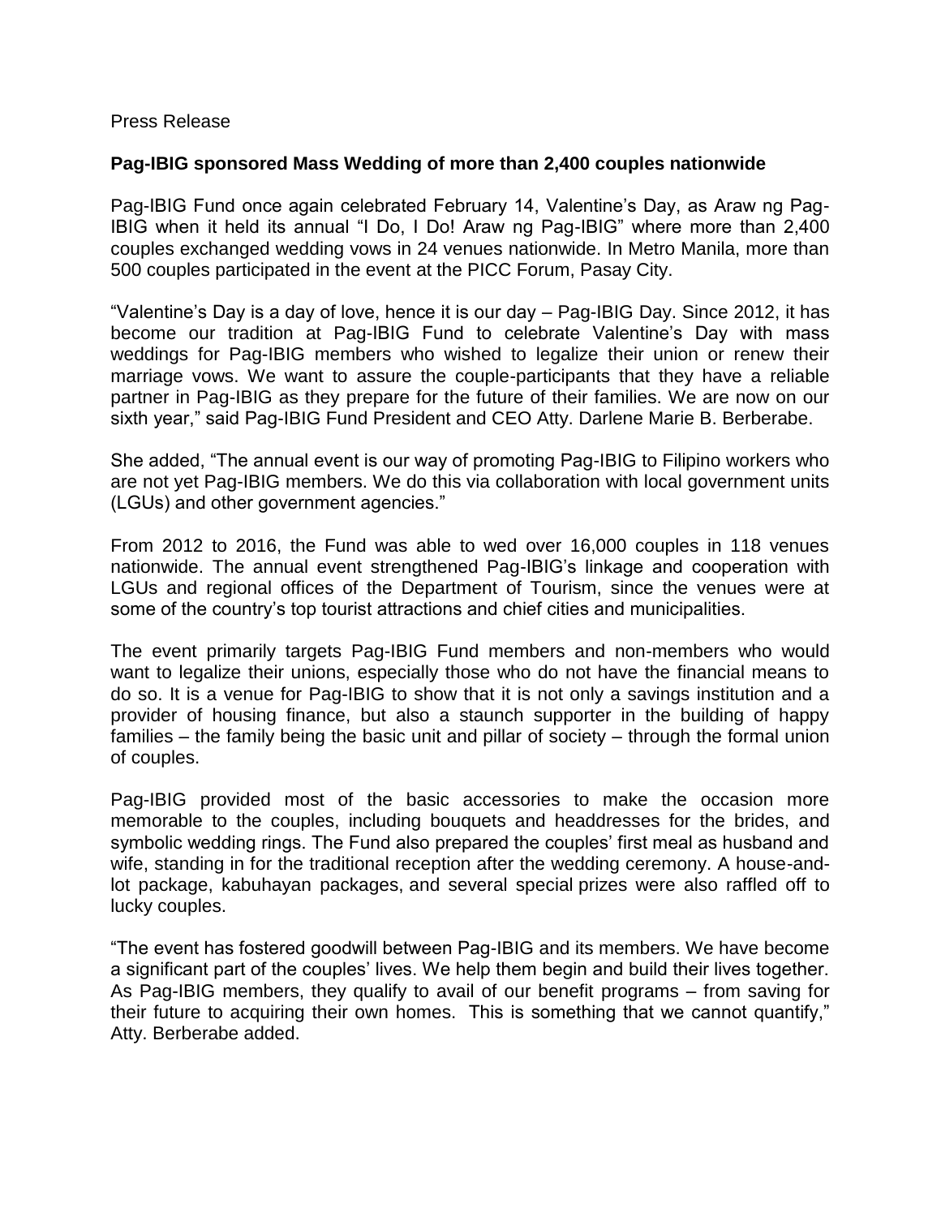Press Release

**Pag-IBIG sponsored Mass Wedding of more than 2,400 couples nationwide**

Pag-IBIG Fund once again celebrated February 14, Valentine's Day, as Araw ng Pag-IBIG when it held its annual "I Do, I Do! Araw ng Pag-IBIG" where more than 2,400 couples exchanged wedding vows in 24 venues nationwide. In Metro Manila, more than 500 couples participated in the event at the PICC Forum, Pasay City.

"Valentine's Day is a day of love, hence it is our day – Pag-IBIG Day. Since 2012, it has become our tradition at Pag-IBIG Fund to celebrate Valentine's Day with mass weddings for Pag-IBIG members who wished to legalize their union or renew their marriage vows. We want to assure the couple-participants that they have a reliable partner in Pag-IBIG as they prepare for the future of their families. We are now on our sixth year," said Pag-IBIG Fund President and CEO Atty. Darlene Marie B. Berberabe.

She added, "The annual event is our way of promoting Pag-IBIG to Filipino workers who are not yet Pag-IBIG members. We do this via collaboration with local government units (LGUs) and other government agencies."

From 2012 to 2016, the Fund was able to wed over 16,000 couples in 118 venues nationwide. The annual event strengthened Pag-IBIG's linkage and cooperation with LGUs and regional offices of the Department of Tourism, since the venues were at some of the country's top tourist attractions and chief cities and municipalities.

The event primarily targets Pag-IBIG Fund members and non-members who would want to legalize their unions, especially those who do not have the financial means to do so. It is a venue for Pag-IBIG to show that it is not only a savings institution and a provider of housing finance, but also a staunch supporter in the building of happy families – the family being the basic unit and pillar of society – through the formal union of couples.

Pag-IBIG provided most of the basic accessories to make the occasion more memorable to the couples, including bouquets and headdresses for the brides, and symbolic wedding rings. The Fund also prepared the couples' first meal as husband and wife, standing in for the traditional reception after the wedding ceremony. A house-and-lot package, kabuhayan packages, and several special prizes were also raffled off to lucky couples.

"The event has fostered goodwill between Pag-IBIG and its members. We have become a significant part of the couples' lives. We help them begin and build their lives together. As Pag-IBIG members, they qualify to avail of our benefit programs – from saving for their future to acquiring their own homes. This is something that we cannot quantify," Atty. Berberabe added.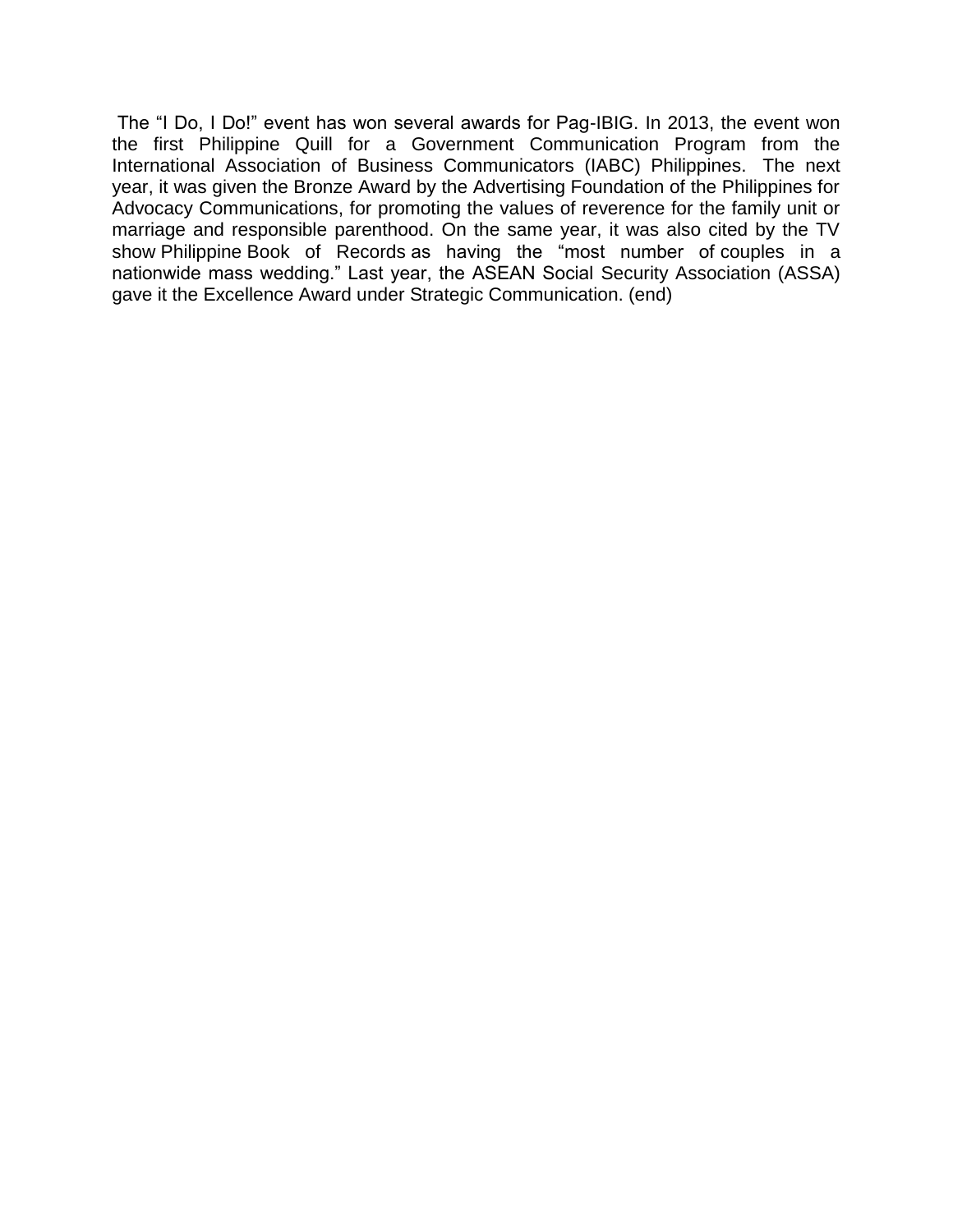The “I Do, I Do!” event has won several awards for Pag-IBIG. In 2013, the event won the first Philippine Quill for a Government Communication Program from the International Association of Business Communicators (IABC) Philippines. The next year, it was given the Bronze Award by the Advertising Foundation of the Philippines for Advocacy Communications, for promoting the values of reverence for the family unit or marriage and responsible parenthood. On the same year, it was also cited by the TV show Philippine Book of Records as having the “most number of couples in a nationwide mass wedding.” Last year, the ASEAN Social Security Association (ASSA) gave it the Excellence Award under Strategic Communication. (end)